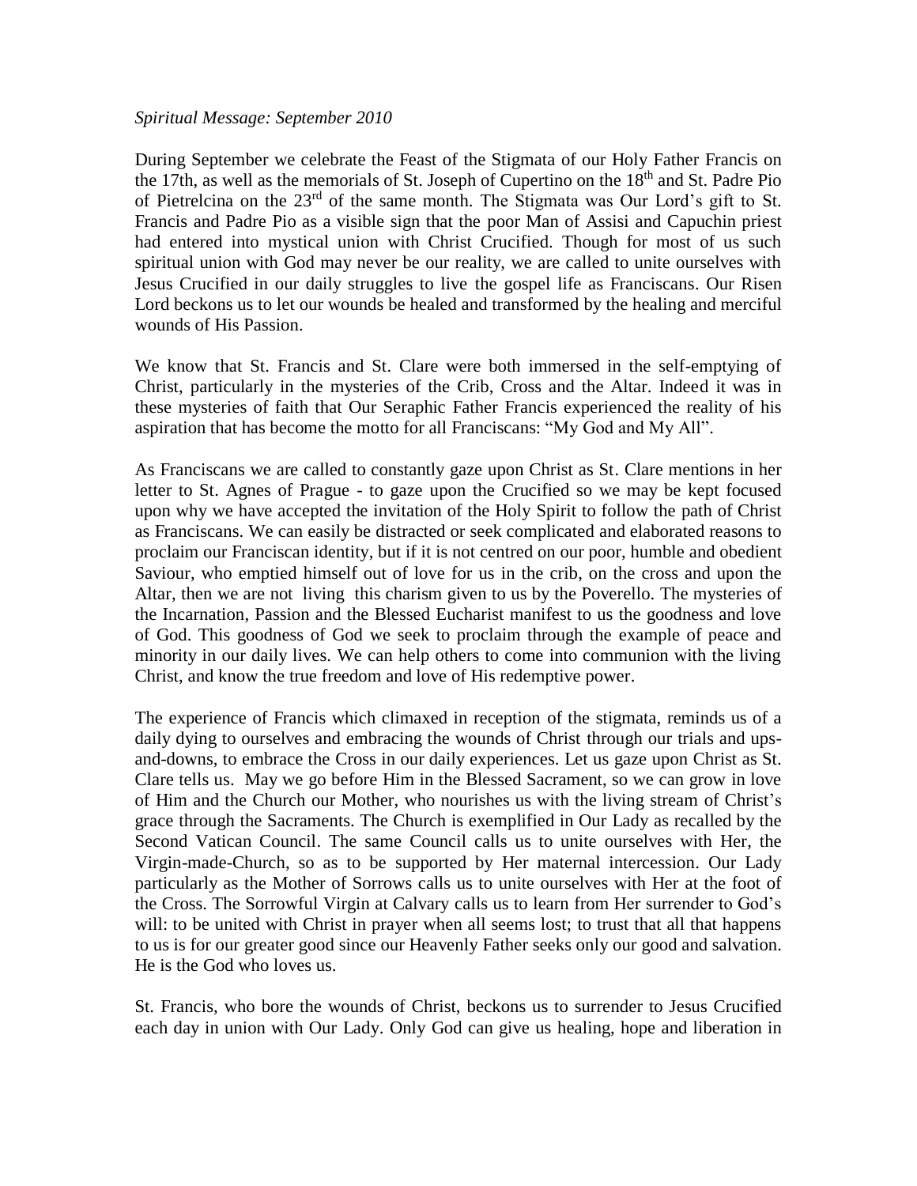*Spiritual Message: September 2010*

During September we celebrate the Feast of the Stigmata of our Holy Father Francis on the 17th, as well as the memorials of St. Joseph of Cupertino on the 18th and St. Padre Pio of Pietrelcina on the 23rd of the same month. The Stigmata was Our Lord's gift to St. Francis and Padre Pio as a visible sign that the poor Man of Assisi and Capuchin priest had entered into mystical union with Christ Crucified. Though for most of us such spiritual union with God may never be our reality, we are called to unite ourselves with Jesus Crucified in our daily struggles to live the gospel life as Franciscans. Our Risen Lord beckons us to let our wounds be healed and transformed by the healing and merciful wounds of His Passion.

We know that St. Francis and St. Clare were both immersed in the self-emptying of Christ, particularly in the mysteries of the Crib, Cross and the Altar. Indeed it was in these mysteries of faith that Our Seraphic Father Francis experienced the reality of his aspiration that has become the motto for all Franciscans: "My God and My All".

As Franciscans we are called to constantly gaze upon Christ as St. Clare mentions in her letter to St. Agnes of Prague - to gaze upon the Crucified so we may be kept focused upon why we have accepted the invitation of the Holy Spirit to follow the path of Christ as Franciscans. We can easily be distracted or seek complicated and elaborated reasons to proclaim our Franciscan identity, but if it is not centred on our poor, humble and obedient Saviour, who emptied himself out of love for us in the crib, on the cross and upon the Altar, then we are not living this charism given to us by the Poverello. The mysteries of the Incarnation, Passion and the Blessed Eucharist manifest to us the goodness and love of God. This goodness of God we seek to proclaim through the example of peace and minority in our daily lives. We can help others to come into communion with the living Christ, and know the true freedom and love of His redemptive power.

The experience of Francis which climaxed in reception of the stigmata, reminds us of a daily dying to ourselves and embracing the wounds of Christ through our trials and ups-and-downs, to embrace the Cross in our daily experiences. Let us gaze upon Christ as St. Clare tells us. May we go before Him in the Blessed Sacrament, so we can grow in love of Him and the Church our Mother, who nourishes us with the living stream of Christ's grace through the Sacraments. The Church is exemplified in Our Lady as recalled by the Second Vatican Council. The same Council calls us to unite ourselves with Her, the Virgin-made-Church, so as to be supported by Her maternal intercession. Our Lady particularly as the Mother of Sorrows calls us to unite ourselves with Her at the foot of the Cross. The Sorrowful Virgin at Calvary calls us to learn from Her surrender to God's will: to be united with Christ in prayer when all seems lost; to trust that all that happens to us is for our greater good since our Heavenly Father seeks only our good and salvation. He is the God who loves us.

St. Francis, who bore the wounds of Christ, beckons us to surrender to Jesus Crucified each day in union with Our Lady. Only God can give us healing, hope and liberation in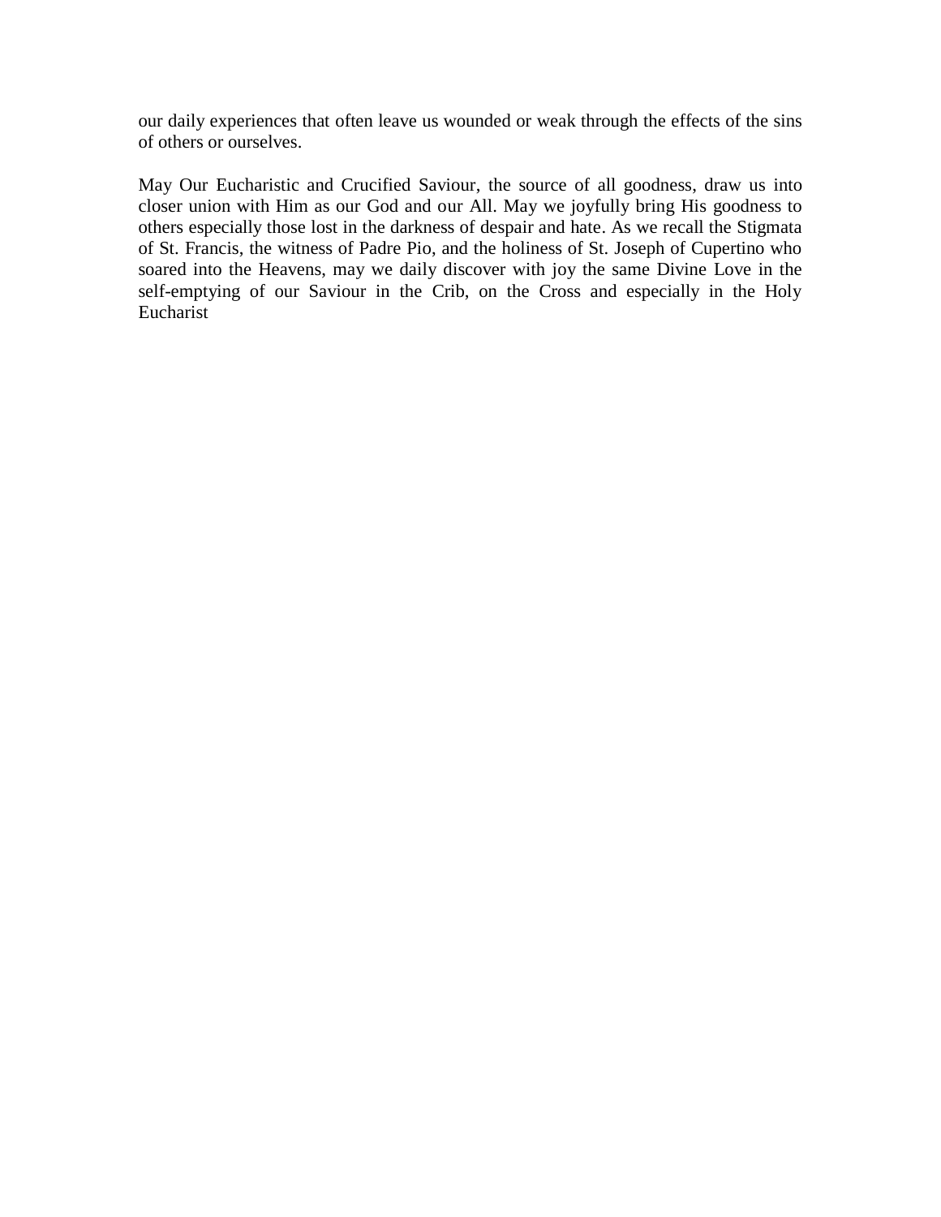our daily experiences that often leave us wounded or weak through the effects of the sins of others or ourselves.

May Our Eucharistic and Crucified Saviour, the source of all goodness, draw us into closer union with Him as our God and our All. May we joyfully bring His goodness to others especially those lost in the darkness of despair and hate. As we recall the Stigmata of St. Francis, the witness of Padre Pio, and the holiness of St. Joseph of Cupertino who soared into the Heavens, may we daily discover with joy the same Divine Love in the self-emptying of our Saviour in the Crib, on the Cross and especially in the Holy Eucharist